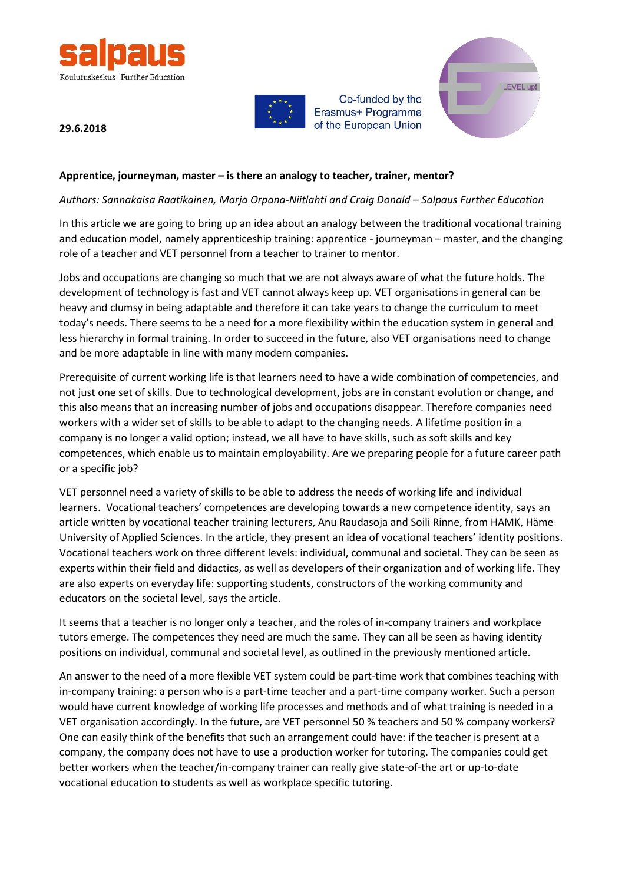29.6.2018

**Apprentice, journeyman, master – is there an analogy to teacher, trainer, mentor?**

*Authors: Sannakaisa Raatikainen, Marja Orpana-Niitlahti and Craig Donald – Salpaus Further Education*

In this article we are going to bring up an idea about an analogy between the traditional vocational training and education model, namely apprenticeship training: apprentice - journeyman – master, and the changing role of a teacher and VET personnel from a teacher to trainer to mentor.

Jobs and occupations are changing so much that we are not always aware of what the future holds. The development of technology is fast and VET cannot always keep up. VET organisations in general can be heavy and clumsy in being adaptable and therefore it can take years to change the curriculum to meet today's needs. There seems to be a need for a more flexibility within the education system in general and less hierarchy in formal training. In order to succeed in the future, also VET organisations need to change and be more adaptable in line with many modern companies.

Prerequisite of current working life is that learners need to have a wide combination of competencies, and not just one set of skills. Due to technological development, jobs are in constant evolution or change, and this also means that an increasing number of jobs and occupations disappear. Therefore companies need workers with a wider set of skills to be able to adapt to the changing needs. A lifetime position in a company is no longer a valid option; instead, we all have to have skills, such as soft skills and key competences, which enable us to maintain employability. Are we preparing people for a future career path or a specific job?

VET personnel need a variety of skills to be able to address the needs of working life and individual learners. Vocational teachers' competences are developing towards a new competence identity, says an article written by vocational teacher training lecturers, Anu Raudasoja and Soili Rinne, from HAMK, Häme University of Applied Sciences. In the article, they present an idea of vocational teachers' identity positions. Vocational teachers work on three different levels: individual, communal and societal. They can be seen as experts within their field and didactics, as well as developers of their organization and of working life. They are also experts on everyday life: supporting students, constructors of the working community and educators on the societal level, says the article.

It seems that a teacher is no longer only a teacher, and the roles of in-company trainers and workplace tutors emerge. The competences they need are much the same. They can all be seen as having identity positions on individual, communal and societal level, as outlined in the previously mentioned article.

An answer to the need of a more flexible VET system could be part-time work that combines teaching with in-company training: a person who is a part-time teacher and a part-time company worker. Such a person would have current knowledge of working life processes and methods and of what training is needed in a VET organisation accordingly. In the future, are VET personnel 50 % teachers and 50 % company workers? One can easily think of the benefits that such an arrangement could have: if the teacher is present at a company, the company does not have to use a production worker for tutoring. The companies could get better workers when the teacher/in-company trainer can really give state-of-the art or up-to-date vocational education to students as well as workplace specific tutoring.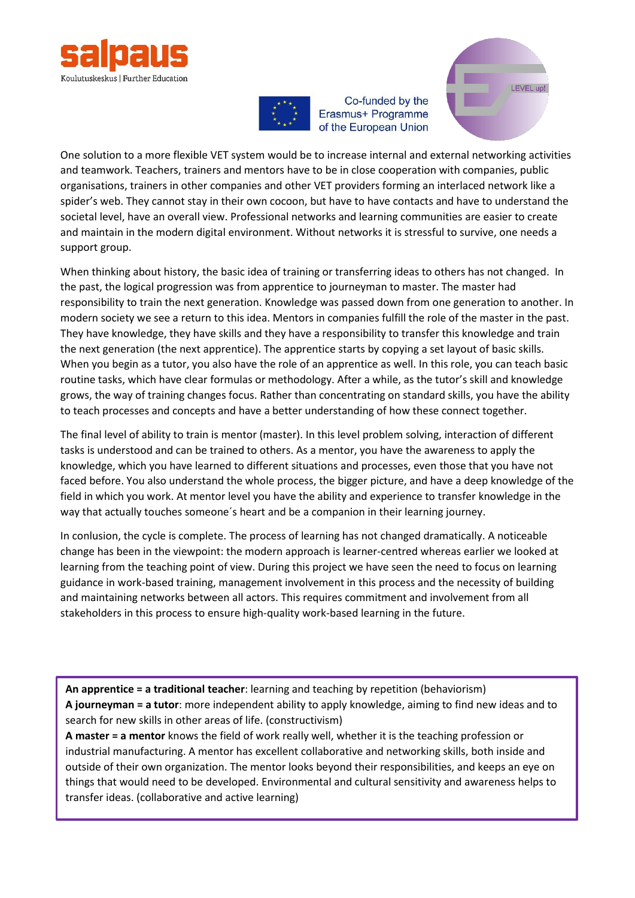One solution to a more flexible VET system would be to increase internal and external networking activities and teamwork. Teachers, trainers and mentors have to be in close cooperation with companies, public organisations, trainers in other companies and other VET providers forming an interlaced network like a spider's web. They cannot stay in their own cocoon, but have to have contacts and have to understand the societal level, have an overall view. Professional networks and learning communities are easier to create and maintain in the modern digital environment. Without networks it is stressful to survive, one needs a support group.

When thinking about history, the basic idea of training or transferring ideas to others has not changed. In the past, the logical progression was from apprentice to journeyman to master. The master had responsibility to train the next generation. Knowledge was passed down from one generation to another. In modern society we see a return to this idea. Mentors in companies fulfill the role of the master in the past. They have knowledge, they have skills and they have a responsibility to transfer this knowledge and train the next generation (the next apprentice). The apprentice starts by copying a set layout of basic skills. When you begin as a tutor, you also have the role of an apprentice as well. In this role, you can teach basic routine tasks, which have clear formulas or methodology. After a while, as the tutor's skill and knowledge grows, the way of training changes focus. Rather than concentrating on standard skills, you have the ability to teach processes and concepts and have a better understanding of how these connect together.

The final level of ability to train is mentor (master). In this level problem solving, interaction of different tasks is understood and can be trained to others. As a mentor, you have the awareness to apply the knowledge, which you have learned to different situations and processes, even those that you have not faced before. You also understand the whole process, the bigger picture, and have a deep knowledge of the field in which you work. At mentor level you have the ability and experience to transfer knowledge in the way that actually touches someone´s heart and be a companion in their learning journey.

In conlusion, the cycle is complete. The process of learning has not changed dramatically. A noticeable change has been in the viewpoint: the modern approach is learner-centred whereas earlier we looked at learning from the teaching point of view. During this project we have seen the need to focus on learning guidance in work-based training, management involvement in this process and the necessity of building and maintaining networks between all actors. This requires commitment and involvement from all stakeholders in this process to ensure high-quality work-based learning in the future.

**An apprentice = a traditional teacher**: learning and teaching by repetition (behaviorism)
**A journeyman = a tutor**: more independent ability to apply knowledge, aiming to find new ideas and to search for new skills in other areas of life. (constructivism)
**A master = a mentor** knows the field of work really well, whether it is the teaching profession or industrial manufacturing. A mentor has excellent collaborative and networking skills, both inside and outside of their own organization. The mentor looks beyond their responsibilities, and keeps an eye on things that would need to be developed. Environmental and cultural sensitivity and awareness helps to transfer ideas. (collaborative and active learning)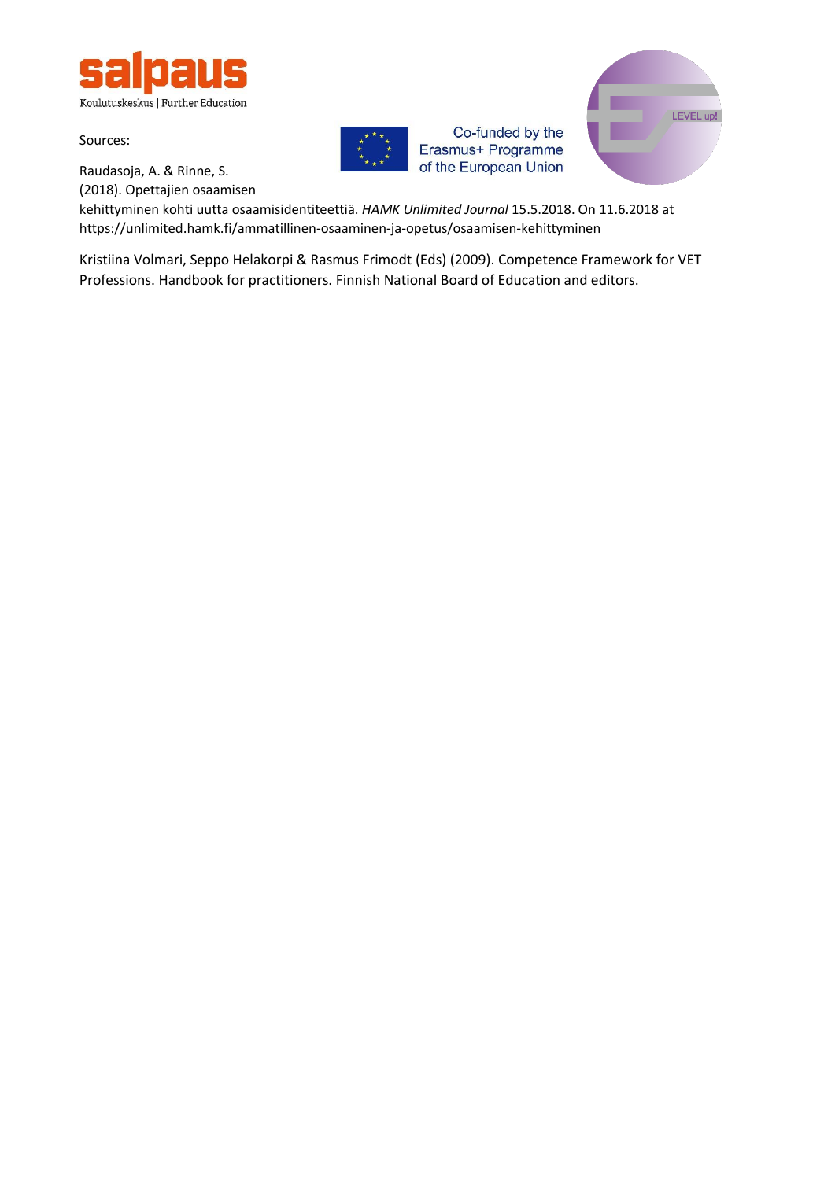Sources:

Raudasoja, A. & Rinne, S. (2018). Opettajien osaamisen kehittyminen kohti uutta osaamisidentiteettiä. *HAMK Unlimited Journal* 15.5.2018. On 11.6.2018 at https://unlimited.hamk.fi/ammatillinen-osaaminen-ja-opetus/osaamisen-kehittyminen

Kristiina Volmari, Seppo Helakorpi & Rasmus Frimodt (Eds) (2009). Competence Framework for VET Professions. Handbook for practitioners. Finnish National Board of Education and editors.